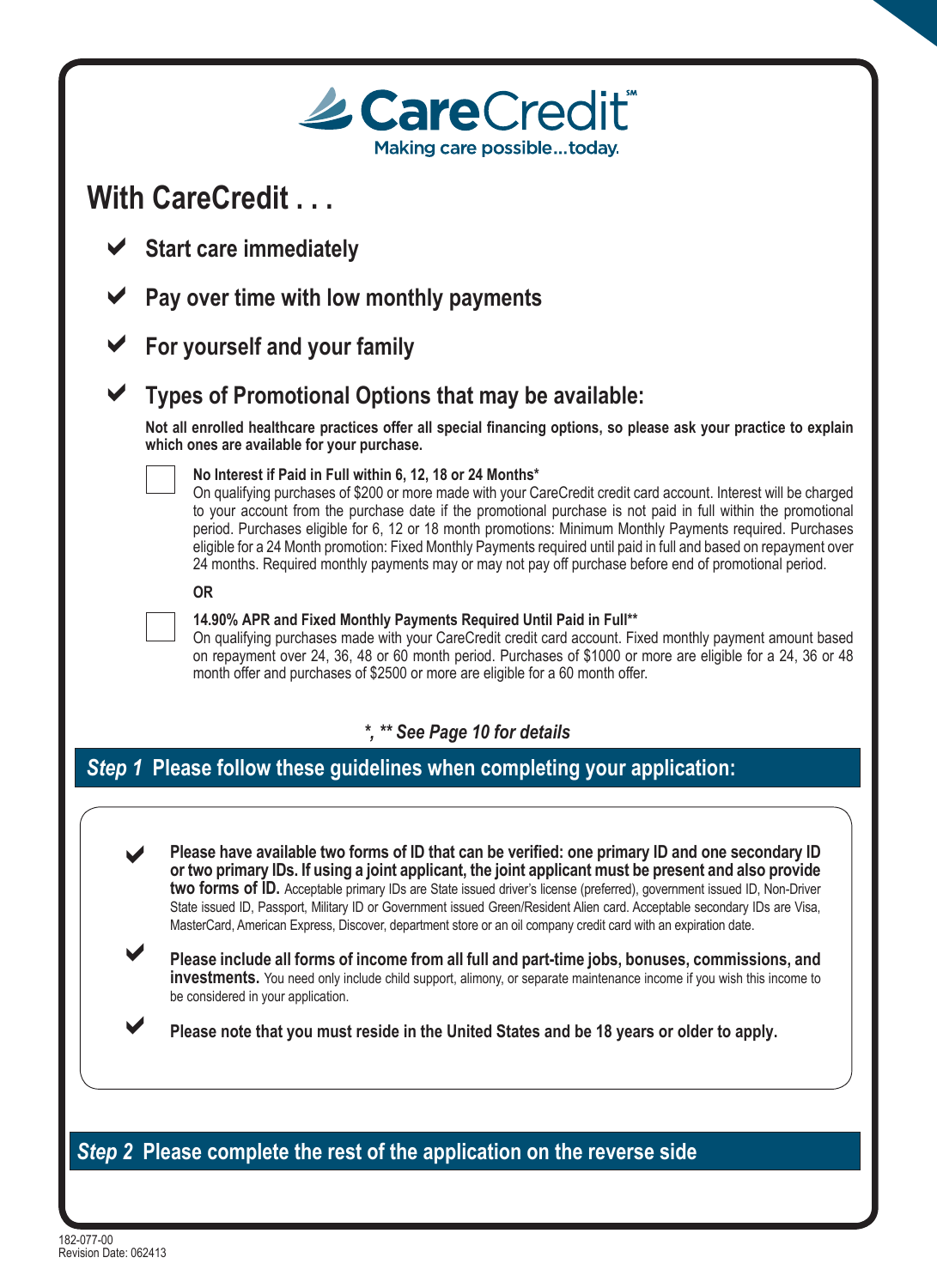# CareCredit℠

Making care possible...today.

## With CareCredit . . .

- ✔ **Start care immediately**
- ✔ **Pay over time with low monthly payments**
- ✔ **For yourself and your family**
- ✔ **Types of Promotional Options that may be available:**

**Not all enrolled healthcare practices offer all special financing options, so please ask your practice to explain which ones are available for your purchase.**

☐ **No Interest if Paid in Full within 6, 12, 18 or 24 Months***
On qualifying purchases of $200 or more made with your CareCredit credit card account. Interest will be charged to your account from the purchase date if the promotional purchase is not paid in full within the promotional period. Purchases eligible for 6, 12 or 18 month promotions: Minimum Monthly Payments required. Purchases eligible for a 24 Month promotion: Fixed Monthly Payments required until paid in full and based on repayment over 24 months. Required monthly payments may or may not pay off purchase before end of promotional period.

**OR**

☐ **14.90% APR and Fixed Monthly Payments Required Until Paid in Full****
On qualifying purchases made with your CareCredit credit card account. Fixed monthly payment amount based on repayment over 24, 36, 48 or 60 month period. Purchases of $1000 or more are eligible for a 24, 36 or 48 month offer and purchases of $2500 or more are eligible for a 60 month offer.

***\*, \*\* See Page 10 for details***

## *Step 1* Please follow these guidelines when completing your application:

- ✔ **Please have available two forms of ID that can be verified: one primary ID and one secondary ID or two primary IDs. If using a joint applicant, the joint applicant must be present and also provide two forms of ID.** Acceptable primary IDs are State issued driver's license (preferred), government issued ID, Non-Driver State issued ID, Passport, Military ID or Government issued Green/Resident Alien card. Acceptable secondary IDs are Visa, MasterCard, American Express, Discover, department store or an oil company credit card with an expiration date.
- ✔ **Please include all forms of income from all full and part-time jobs, bonuses, commissions, and investments.** You need only include child support, alimony, or separate maintenance income if you wish this income to be considered in your application.
- ✔ **Please note that you must reside in the United States and be 18 years or older to apply.**

## *Step 2* Please complete the rest of the application on the reverse side

182-077-00
Revision Date: 062413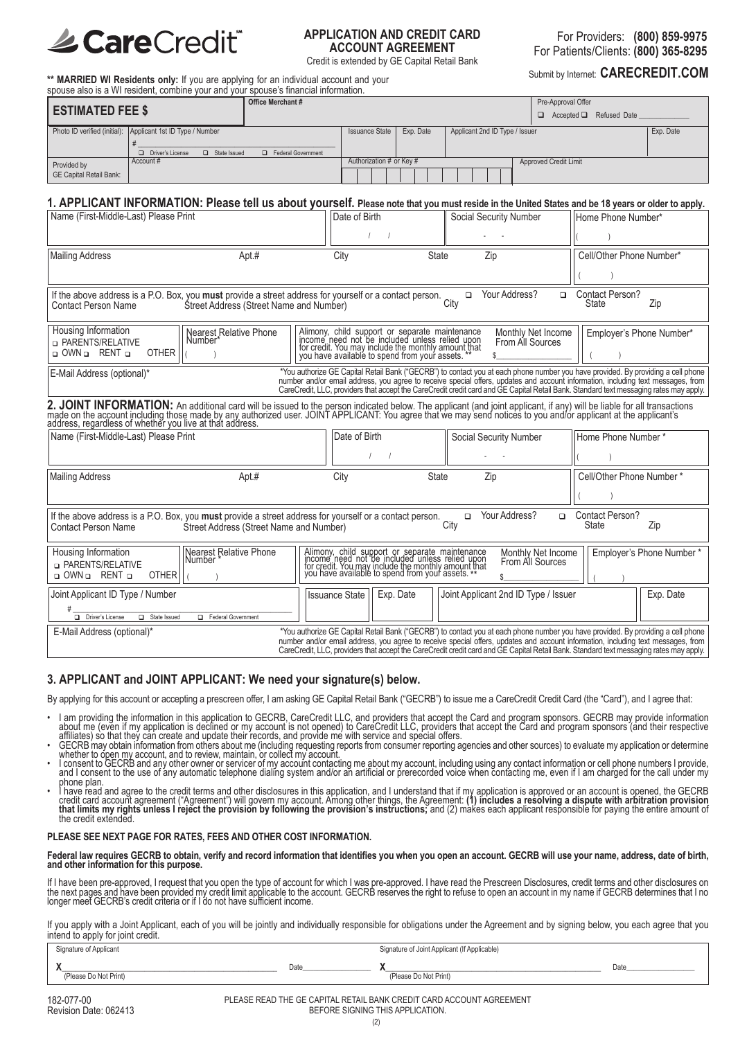# CareCredit℠

## APPLICATION AND CREDIT CARD ACCOUNT AGREEMENT

Credit is extended by GE Capital Retail Bank

For Providers: **(800) 859-9975**
For Patients/Clients: **(800) 365-8295**

Submit by Internet: **CARECREDIT.COM**

**\*\* MARRIED WI Residents only:** If you are applying for an individual account and your spouse also is a WI resident, combine your and your spouse's financial information.

| **ESTIMATED FEE $** | Office Merchant # | | | | Pre-Approval Offer ❑ Accepted ❑ Refused Date |
|---|---|---|---|---|---|
| Photo ID verified (initial): | Applicant 1st ID Type / Number # ❑ Driver's License ❑ State Issued ❑ Federal Government | Issuance State | Exp. Date | Applicant 2nd ID Type / Issuer | Exp. Date |
| Provided by GE Capital Retail Bank: | Account # | Authorization # or Key # | | | Approved Credit Limit |

## 1. APPLICANT INFORMATION: Please tell us about yourself. Please note that you must reside in the United States and be 18 years or older to apply.

| Name (First-Middle-Last) Please Print | | Date of Birth / / | Social Security Number - - | Home Phone Number* ( ) |
|---|---|---|---|---|
| Mailing Address | Apt.# | City State | Zip | Cell/Other Phone Number* ( ) |

If the above address is a P.O. Box, you **must** provide a street address for yourself or a contact person. ❑ Your Address? ❑ Contact Person?
Contact Person Name | Street Address (Street Name and Number) | City | State | Zip

| Housing Information ❑ PARENTS/RELATIVE ❑ OWN ❑ RENT ❑ OTHER | Nearest Relative Phone Number* ( ) | Alimony, child support or separate maintenance income need not be included unless relied upon for credit. You may include the monthly amount that you have available to spend from your assets. \*\* | Monthly Net Income From All Sources $ | Employer's Phone Number* ( ) |
|---|---|---|---|---|

E-Mail Address (optional)*

\*You authorize GE Capital Retail Bank ("GECRB") to contact you at each phone number you have provided. By providing a cell phone number and/or email address, you agree to receive special offers, updates and account information, including text messages, from CareCredit, LLC, providers that accept the CareCredit credit card and GE Capital Retail Bank. Standard text messaging rates may apply.

## 2. JOINT INFORMATION:

An additional card will be issued to the person indicated below. The applicant (and joint applicant, if any) will be liable for all transactions made on the account including those made by any authorized user. JOINT APPLICANT: You agree that we may send notices to you and/or applicant at the applicant's address, regardless of whether you live at that address.

| Name (First-Middle-Last) Please Print | | Date of Birth / / | Social Security Number - - | Home Phone Number * ( ) |
|---|---|---|---|---|
| Mailing Address | Apt.# | City State | Zip | Cell/Other Phone Number * ( ) |

If the above address is a P.O. Box, you **must** provide a street address for yourself or a contact person. ❑ Your Address? ❑ Contact Person?
Contact Person Name | Street Address (Street Name and Number) | City | State | Zip

| Housing Information ❑ PARENTS/RELATIVE ❑ OWN ❑ RENT ❑ OTHER | Nearest Relative Phone Number * ( ) | Alimony, child support or separate maintenance income need not be included unless relied upon for credit. You may include the monthly amount that you have available to spend from your assets. \*\* | Monthly Net Income From All Sources $ | Employer's Phone Number * ( ) |
|---|---|---|---|---|

| Joint Applicant ID Type / Number # ❑ Driver's License ❑ State Issued ❑ Federal Government | Issuance State | Exp. Date | Joint Applicant 2nd ID Type / Issuer | Exp. Date |
|---|---|---|---|---|

E-Mail Address (optional)*

\*You authorize GE Capital Retail Bank ("GECRB") to contact you at each phone number you have provided. By providing a cell phone number and/or email address, you agree to receive special offers, updates and account information, including text messages, from CareCredit, LLC, providers that accept the CareCredit credit card and GE Capital Retail Bank. Standard text messaging rates may apply.

## 3. APPLICANT and JOINT APPLICANT: We need your signature(s) below.

By applying for this account or accepting a prescreen offer, I am asking GE Capital Retail Bank ("GECRB") to issue me a CareCredit Credit Card (the "Card"), and I agree that:

- I am providing the information in this application to GECRB, CareCredit LLC, and providers that accept the Card and program sponsors. GECRB may provide information about me (even if my application is declined or my account is not opened) to CareCredit LLC, providers that accept the Card and program sponsors (and their respective affiliates) so that they can create and update their records, and provide me with service and special offers.
- GECRB may obtain information from others about me (including requesting reports from consumer reporting agencies and other sources) to evaluate my application or determine whether to open my account, and to review, maintain, or collect my account.
- I consent to GECRB and any other owner or servicer of my account contacting me about my account, including using any contact information or cell phone numbers I provide, and I consent to the use of any automatic telephone dialing system and/or an artificial or prerecorded voice when contacting me, even if I am charged for the call under my phone plan.
- I have read and agree to the credit terms and other disclosures in this application, and I understand that if my application is approved or an account is opened, the GECRB credit card account agreement ("Agreement") will govern my account. Among other things, the Agreement: **(1) includes a resolving a dispute with arbitration provision that limits my rights unless I reject the provision by following the provision's instructions;** and (2) makes each applicant responsible for paying the entire amount of the credit extended.

**PLEASE SEE NEXT PAGE FOR RATES, FEES AND OTHER COST INFORMATION.**

**Federal law requires GECRB to obtain, verify and record information that identifies you when you open an account. GECRB will use your name, address, date of birth, and other information for this purpose.**

If I have been pre-approved, I request that you open the type of account for which I was pre-approved. I have read the Prescreen Disclosures, credit terms and other disclosures on the next pages and have been provided my credit limit applicable to the account. GECRB reserves the right to refuse to open an account in my name if GECRB determines that I no longer meet GECRB's credit criteria or if I do not have sufficient income.

If you apply with a Joint Applicant, each of you will be jointly and individually responsible for obligations under the Agreement and by signing below, you each agree that you intend to apply for joint credit.

| Signature of Applicant | | Signature of Joint Applicant (If Applicable) | |
|---|---|---|---|
| X (Please Do Not Print) | Date | X (Please Do Not Print) | Date |

182-077-00
Revision Date: 062413

PLEASE READ THE GE CAPITAL RETAIL BANK CREDIT CARD ACCOUNT AGREEMENT BEFORE SIGNING THIS APPLICATION.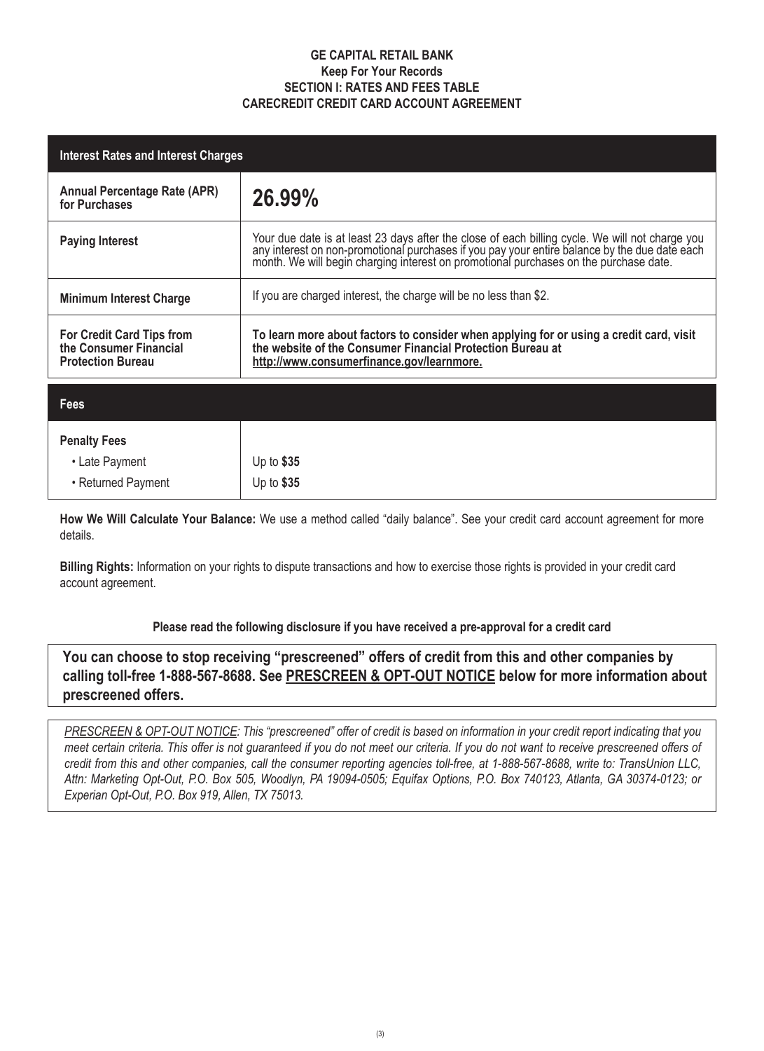**GE CAPITAL RETAIL BANK**
**Keep For Your Records**
**SECTION I: RATES AND FEES TABLE**
**CARECREDIT CREDIT CARD ACCOUNT AGREEMENT**

| **Interest Rates and Interest Charges** | |
|---|---|
| **Annual Percentage Rate (APR) for Purchases** | **26.99%** |
| **Paying Interest** | Your due date is at least 23 days after the close of each billing cycle. We will not charge you any interest on non-promotional purchases if you pay your entire balance by the due date each month. We will begin charging interest on promotional purchases on the purchase date. |
| **Minimum Interest Charge** | If you are charged interest, the charge will be no less than $2. |
| **For Credit Card Tips from the Consumer Financial Protection Bureau** | **To learn more about factors to consider when applying for or using a credit card, visit the website of the Consumer Financial Protection Bureau at http://www.consumerfinance.gov/learnmore.** |

| **Fees** | |
|---|---|
| **Penalty Fees** | |
| • Late Payment | Up to **$35** |
| • Returned Payment | Up to **$35** |

**How We Will Calculate Your Balance:** We use a method called "daily balance". See your credit card account agreement for more details.

**Billing Rights:** Information on your rights to dispute transactions and how to exercise those rights is provided in your credit card account agreement.

**Please read the following disclosure if you have received a pre-approval for a credit card**

**You can choose to stop receiving "prescreened" offers of credit from this and other companies by calling toll-free 1-888-567-8688. See PRESCREEN & OPT-OUT NOTICE below for more information about prescreened offers.**

*PRESCREEN & OPT-OUT NOTICE: This "prescreened" offer of credit is based on information in your credit report indicating that you meet certain criteria. This offer is not guaranteed if you do not meet our criteria. If you do not want to receive prescreened offers of credit from this and other companies, call the consumer reporting agencies toll-free, at 1-888-567-8688, write to: TransUnion LLC, Attn: Marketing Opt-Out, P.O. Box 505, Woodlyn, PA 19094-0505; Equifax Options, P.O. Box 740123, Atlanta, GA 30374-0123; or Experian Opt-Out, P.O. Box 919, Allen, TX 75013.*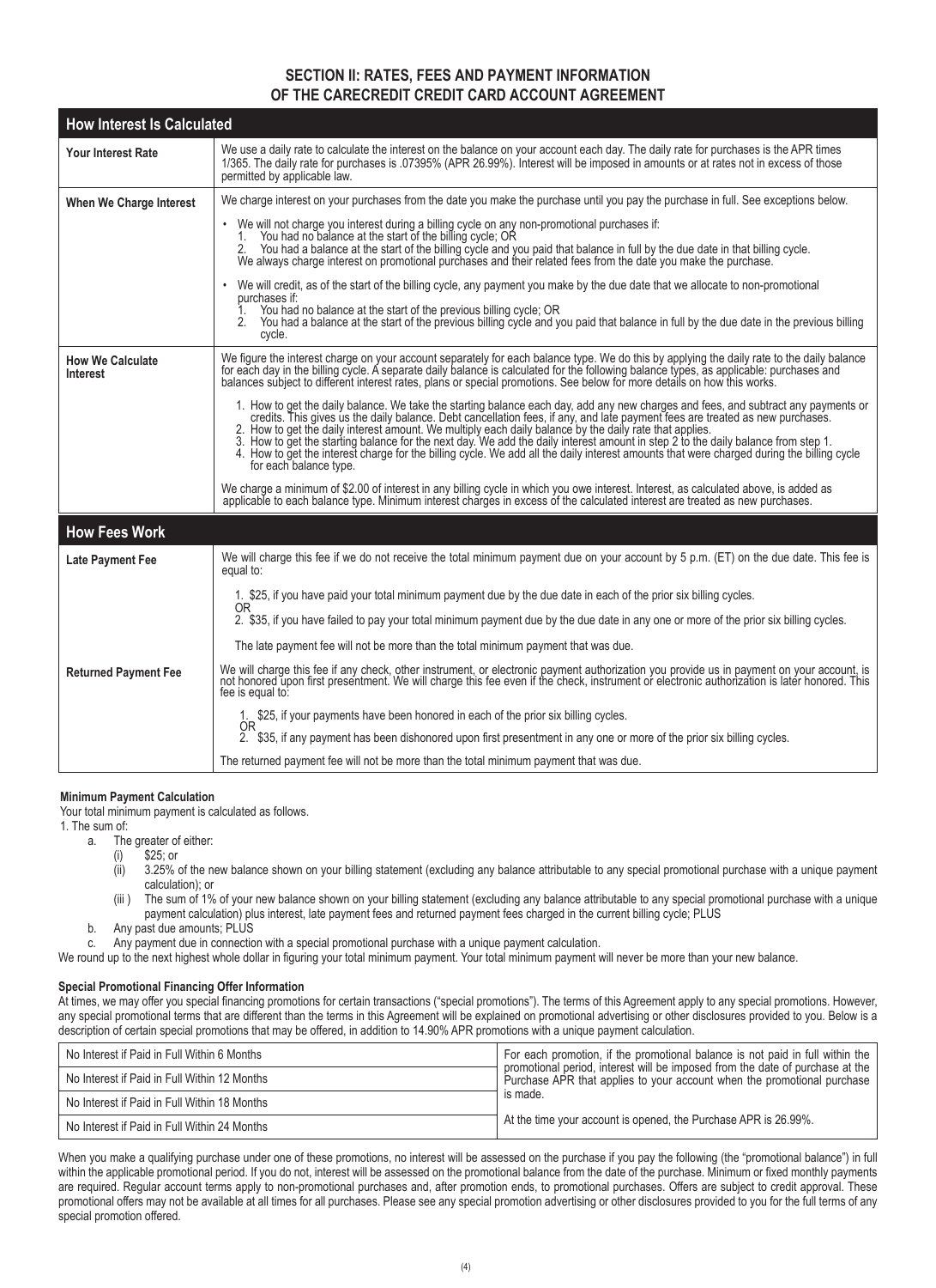## SECTION II: RATES, FEES AND PAYMENT INFORMATION OF THE CARECREDIT CREDIT CARD ACCOUNT AGREEMENT

| How Interest Is Calculated | |
|---|---|
| **Your Interest Rate** | We use a daily rate to calculate the interest on the balance on your account each day. The daily rate for purchases is the APR times 1/365. The daily rate for purchases is .07395% (APR 26.99%). Interest will be imposed in amounts or at rates not in excess of those permitted by applicable law. |
| **When We Charge Interest** | We charge interest on your purchases from the date you make the purchase until you pay the purchase in full. See exceptions below.<br><br>• We will not charge you interest during a billing cycle on any non-promotional purchases if:<br>1. You had no balance at the start of the billing cycle; OR<br>2. You had a balance at the start of the billing cycle and you paid that balance in full by the due date in that billing cycle.<br>We always charge interest on promotional purchases and their related fees from the date you make the purchase.<br><br>• We will credit, as of the start of the billing cycle, any payment you make by the due date that we allocate to non-promotional purchases if:<br>1. You had no balance at the start of the previous billing cycle; OR<br>2. You had a balance at the start of the previous billing cycle and you paid that balance in full by the due date in the previous billing cycle. |
| **How We Calculate Interest** | We figure the interest charge on your account separately for each balance type. We do this by applying the daily rate to the daily balance for each day in the billing cycle. A separate daily balance is calculated for the following balance types, as applicable: purchases and balances subject to different interest rates, plans or special promotions. See below for more details on how this works.<br><br>1. How to get the daily balance. We take the starting balance each day, add any new charges and fees, and subtract any payments or credits. This gives us the daily balance. Debt cancellation fees, if any, and late payment fees are treated as new purchases.<br>2. How to get the daily interest amount. We multiply each daily balance by the daily rate that applies.<br>3. How to get the starting balance for the next day. We add the daily interest amount in step 2 to the daily balance from step 1.<br>4. How to get the interest charge for the billing cycle. We add all the daily interest amounts that were charged during the billing cycle for each balance type.<br><br>We charge a minimum of $2.00 of interest in any billing cycle in which you owe interest. Interest, as calculated above, is added as applicable to each balance type. Minimum interest charges in excess of the calculated interest are treated as new purchases. |

| How Fees Work | |
|---|---|
| **Late Payment Fee** | We will charge this fee if we do not receive the total minimum payment due on your account by 5 p.m. (ET) on the due date. This fee is equal to:<br><br>1. $25, if you have paid your total minimum payment due by the due date in each of the prior six billing cycles.<br>OR<br>2. $35, if you have failed to pay your total minimum payment due by the due date in any one or more of the prior six billing cycles.<br><br>The late payment fee will not be more than the total minimum payment that was due. |
| **Returned Payment Fee** | We will charge this fee if any check, other instrument, or electronic payment authorization you provide us in payment on your account, is not honored upon first presentment. We will charge this fee even if the check, instrument or electronic authorization is later honored. This fee is equal to:<br><br>1. $25, if your payments have been honored in each of the prior six billing cycles.<br>OR<br>2. $35, if any payment has been dishonored upon first presentment in any one or more of the prior six billing cycles.<br><br>The returned payment fee will not be more than the total minimum payment that was due. |

**Minimum Payment Calculation**

Your total minimum payment is calculated as follows.

1. The sum of:
   a. The greater of either:
      (i) $25; or
      (ii) 3.25% of the new balance shown on your billing statement (excluding any balance attributable to any special promotional purchase with a unique payment calculation); or
      (iii) The sum of 1% of your new balance shown on your billing statement (excluding any balance attributable to any special promotional purchase with a unique payment calculation) plus interest, late payment fees and returned payment fees charged in the current billing cycle; PLUS
   b. Any past due amounts; PLUS
   c. Any payment due in connection with a special promotional purchase with a unique payment calculation.

We round up to the next highest whole dollar in figuring your total minimum payment. Your total minimum payment will never be more than your new balance.

**Special Promotional Financing Offer Information**

At times, we may offer you special financing promotions for certain transactions ("special promotions"). The terms of this Agreement apply to any special promotions. However, any special promotional terms that are different than the terms in this Agreement will be explained on promotional advertising or other disclosures provided to you. Below is a description of certain special promotions that may be offered, in addition to 14.90% APR promotions with a unique payment calculation.

| Promotion | Terms |
|---|---|
| No Interest if Paid in Full Within 6 Months | For each promotion, if the promotional balance is not paid in full within the promotional period, interest will be imposed from the date of purchase at the Purchase APR that applies to your account when the promotional purchase is made. |
| No Interest if Paid in Full Within 12 Months | |
| No Interest if Paid in Full Within 18 Months | At the time your account is opened, the Purchase APR is 26.99%. |
| No Interest if Paid in Full Within 24 Months | |

When you make a qualifying purchase under one of these promotions, no interest will be assessed on the purchase if you pay the following (the "promotional balance") in full within the applicable promotional period. If you do not, interest will be assessed on the promotional balance from the date of the purchase. Minimum or fixed monthly payments are required. Regular account terms apply to non-promotional purchases and, after promotion ends, to promotional purchases. Offers are subject to credit approval. These promotional offers may not be available at all times for all purchases. Please see any special promotion advertising or other disclosures provided to you for the full terms of any special promotion offered.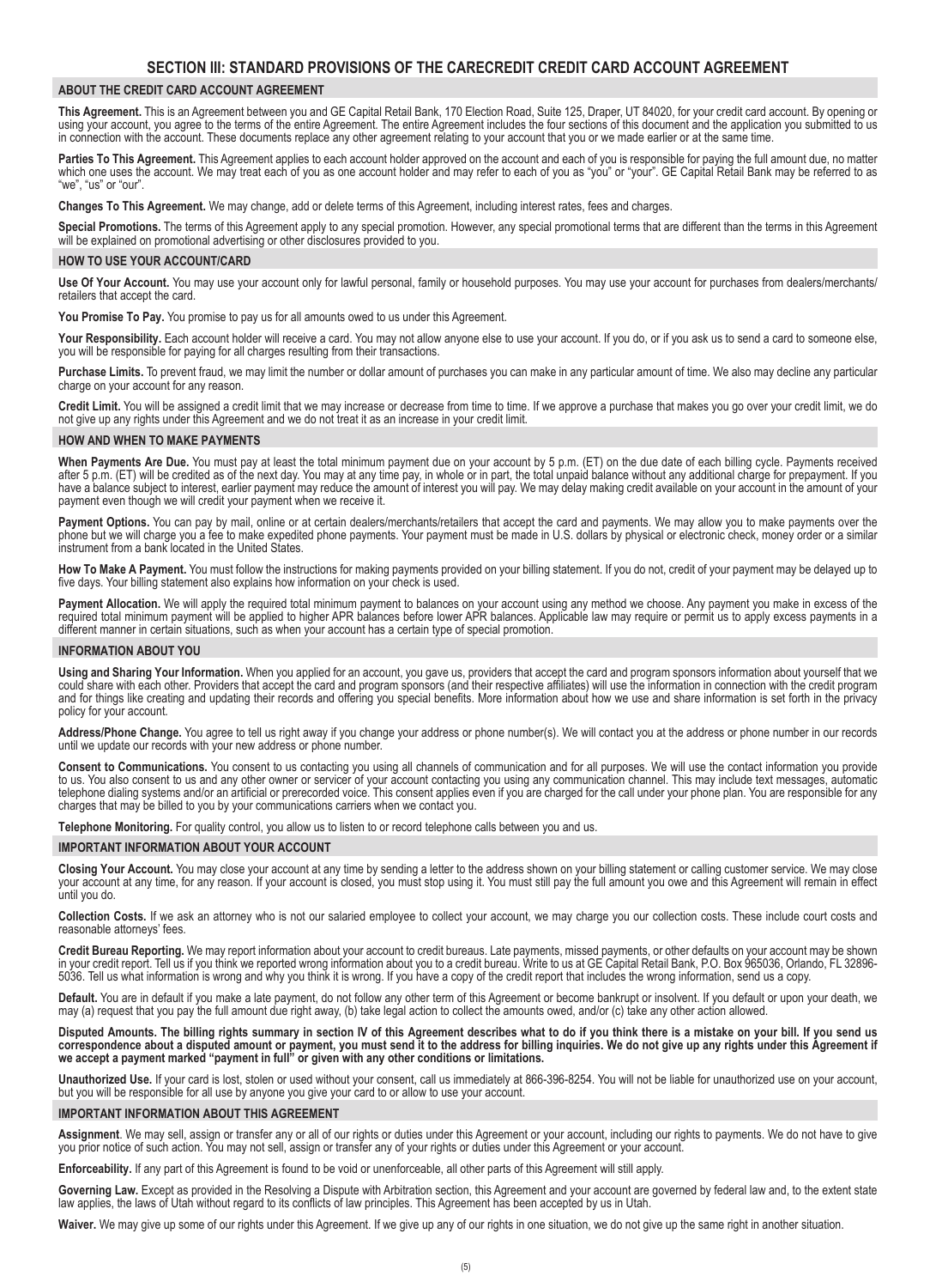# SECTION III: STANDARD PROVISIONS OF THE CARECREDIT CREDIT CARD ACCOUNT AGREEMENT

## ABOUT THE CREDIT CARD ACCOUNT AGREEMENT

**This Agreement.** This is an Agreement between you and GE Capital Retail Bank, 170 Election Road, Suite 125, Draper, UT 84020, for your credit card account. By opening or using your account, you agree to the terms of the entire Agreement. The entire Agreement includes the four sections of this document and the application you submitted to us in connection with the account. These documents replace any other agreement relating to your account that you or we made earlier or at the same time.

**Parties To This Agreement.** This Agreement applies to each account holder approved on the account and each of you is responsible for paying the full amount due, no matter which one uses the account. We may treat each of you as one account holder and may refer to each of you as "you" or "your". GE Capital Retail Bank may be referred to as "we", "us" or "our".

**Changes To This Agreement.** We may change, add or delete terms of this Agreement, including interest rates, fees and charges.

**Special Promotions.** The terms of this Agreement apply to any special promotion. However, any special promotional terms that are different than the terms in this Agreement will be explained on promotional advertising or other disclosures provided to you.

## HOW TO USE YOUR ACCOUNT/CARD

**Use Of Your Account.** You may use your account only for lawful personal, family or household purposes. You may use your account for purchases from dealers/merchants/ retailers that accept the card.

**You Promise To Pay.** You promise to pay us for all amounts owed to us under this Agreement.

**Your Responsibility.** Each account holder will receive a card. You may not allow anyone else to use your account. If you do, or if you ask us to send a card to someone else, you will be responsible for paying for all charges resulting from their transactions.

**Purchase Limits.** To prevent fraud, we may limit the number or dollar amount of purchases you can make in any particular amount of time. We also may decline any particular charge on your account for any reason.

**Credit Limit.** You will be assigned a credit limit that we may increase or decrease from time to time. If we approve a purchase that makes you go over your credit limit, we do not give up any rights under this Agreement and we do not treat it as an increase in your credit limit.

## HOW AND WHEN TO MAKE PAYMENTS

**When Payments Are Due.** You must pay at least the total minimum payment due on your account by 5 p.m. (ET) on the due date of each billing cycle. Payments received after 5 p.m. (ET) will be credited as of the next day. You may at any time pay, in whole or in part, the total unpaid balance without any additional charge for prepayment. If you have a balance subject to interest, earlier payment may reduce the amount of interest you will pay. We may delay making credit available on your account in the amount of your payment even though we will credit your payment when we receive it.

**Payment Options.** You can pay by mail, online or at certain dealers/merchants/retailers that accept the card and payments. We may allow you to make payments over the phone but we will charge you a fee to make expedited phone payments. Your payment must be made in U.S. dollars by physical or electronic check, money order or a similar instrument from a bank located in the United States.

**How To Make A Payment.** You must follow the instructions for making payments provided on your billing statement. If you do not, credit of your payment may be delayed up to five days. Your billing statement also explains how information on your check is used.

**Payment Allocation.** We will apply the required total minimum payment to balances on your account using any method we choose. Any payment you make in excess of the required total minimum payment will be applied to higher APR balances before lower APR balances. Applicable law may require or permit us to apply excess payments in a different manner in certain situations, such as when your account has a certain type of special promotion.

## INFORMATION ABOUT YOU

**Using and Sharing Your Information.** When you applied for an account, you gave us, providers that accept the card and program sponsors information about yourself that we could share with each other. Providers that accept the card and program sponsors (and their respective affiliates) will use the information in connection with the credit program and for things like creating and updating their records and offering you special benefits. More information about how we use and share information is set forth in the privacy policy for your account.

**Address/Phone Change.** You agree to tell us right away if you change your address or phone number(s). We will contact you at the address or phone number in our records until we update our records with your new address or phone number.

**Consent to Communications.** You consent to us contacting you using all channels of communication and for all purposes. We will use the contact information you provide to us. You also consent to us and any other owner or servicer of your account contacting you using any communication channel. This may include text messages, automatic telephone dialing systems and/or an artificial or prerecorded voice. This consent applies even if you are charged for the call under your phone plan. You are responsible for any charges that may be billed to you by your communications carriers when we contact you.

**Telephone Monitoring.** For quality control, you allow us to listen to or record telephone calls between you and us.

## IMPORTANT INFORMATION ABOUT YOUR ACCOUNT

**Closing Your Account.** You may close your account at any time by sending a letter to the address shown on your billing statement or calling customer service. We may close your account at any time, for any reason. If your account is closed, you must stop using it. You must still pay the full amount you owe and this Agreement will remain in effect until you do.

**Collection Costs.** If we ask an attorney who is not our salaried employee to collect your account, we may charge you our collection costs. These include court costs and reasonable attorneys' fees.

**Credit Bureau Reporting.** We may report information about your account to credit bureaus. Late payments, missed payments, or other defaults on your account may be shown in your credit report. Tell us if you think we reported wrong information about you to a credit bureau. Write to us at GE Capital Retail Bank, P.O. Box 965036, Orlando, FL 32896-5036. Tell us what information is wrong and why you think it is wrong. If you have a copy of the credit report that includes the wrong information, send us a copy.

**Default.** You are in default if you make a late payment, do not follow any other term of this Agreement or become bankrupt or insolvent. If you default or upon your death, we may (a) request that you pay the full amount due right away, (b) take legal action to collect the amounts owed, and/or (c) take any other action allowed.

**Disputed Amounts. The billing rights summary in section IV of this Agreement describes what to do if you think there is a mistake on your bill. If you send us correspondence about a disputed amount or payment, you must send it to the address for billing inquiries. We do not give up any rights under this Agreement if we accept a payment marked "payment in full" or given with any other conditions or limitations.**

**Unauthorized Use.** If your card is lost, stolen or used without your consent, call us immediately at 866-396-8254. You will not be liable for unauthorized use on your account, but you will be responsible for all use by anyone you give your card to or allow to use your account.

## IMPORTANT INFORMATION ABOUT THIS AGREEMENT

**Assignment**. We may sell, assign or transfer any or all of our rights or duties under this Agreement or your account, including our rights to payments. We do not have to give you prior notice of such action. You may not sell, assign or transfer any of your rights or duties under this Agreement or your account.

**Enforceability.** If any part of this Agreement is found to be void or unenforceable, all other parts of this Agreement will still apply.

**Governing Law.** Except as provided in the Resolving a Dispute with Arbitration section, this Agreement and your account are governed by federal law and, to the extent state law applies, the laws of Utah without regard to its conflicts of law principles. This Agreement has been accepted by us in Utah.

**Waiver.** We may give up some of our rights under this Agreement. If we give up any of our rights in one situation, we do not give up the same right in another situation.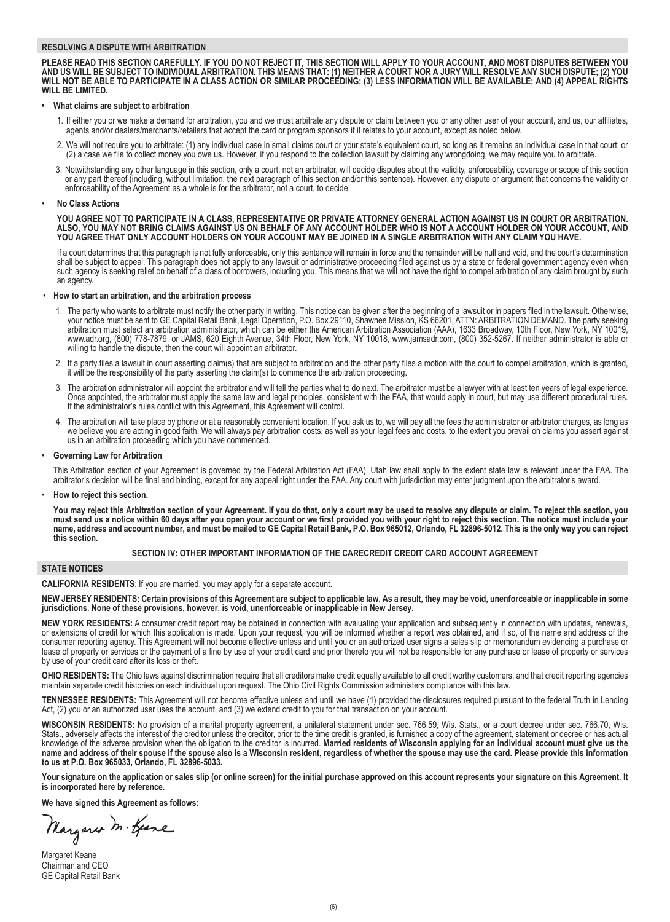## RESOLVING A DISPUTE WITH ARBITRATION

**PLEASE READ THIS SECTION CAREFULLY. IF YOU DO NOT REJECT IT, THIS SECTION WILL APPLY TO YOUR ACCOUNT, AND MOST DISPUTES BETWEEN YOU AND US WILL BE SUBJECT TO INDIVIDUAL ARBITRATION. THIS MEANS THAT: (1) NEITHER A COURT NOR A JURY WILL RESOLVE ANY SUCH DISPUTE; (2) YOU WILL NOT BE ABLE TO PARTICIPATE IN A CLASS ACTION OR SIMILAR PROCEEDING; (3) LESS INFORMATION WILL BE AVAILABLE; AND (4) APPEAL RIGHTS WILL BE LIMITED.**

- **What claims are subject to arbitration**

  1. If either you or we make a demand for arbitration, you and we must arbitrate any dispute or claim between you or any other user of your account, and us, our affiliates, agents and/or dealers/merchants/retailers that accept the card or program sponsors if it relates to your account, except as noted below.
  2. We will not require you to arbitrate: (1) any individual case in small claims court or your state's equivalent court, so long as it remains an individual case in that court; or (2) a case we file to collect money you owe us. However, if you respond to the collection lawsuit by claiming any wrongdoing, we may require you to arbitrate.
  3. Notwithstanding any other language in this section, only a court, not an arbitrator, will decide disputes about the validity, enforceability, coverage or scope of this section or any part thereof (including, without limitation, the next paragraph of this section and/or this sentence). However, any dispute or argument that concerns the validity or enforceability of the Agreement as a whole is for the arbitrator, not a court, to decide.

- **No Class Actions**

  **YOU AGREE NOT TO PARTICIPATE IN A CLASS, REPRESENTATIVE OR PRIVATE ATTORNEY GENERAL ACTION AGAINST US IN COURT OR ARBITRATION. ALSO, YOU MAY NOT BRING CLAIMS AGAINST US ON BEHALF OF ANY ACCOUNT HOLDER WHO IS NOT A ACCOUNT HOLDER ON YOUR ACCOUNT, AND YOU AGREE THAT ONLY ACCOUNT HOLDERS ON YOUR ACCOUNT MAY BE JOINED IN A SINGLE ARBITRATION WITH ANY CLAIM YOU HAVE.**

  If a court determines that this paragraph is not fully enforceable, only this sentence will remain in force and the remainder will be null and void, and the court's determination shall be subject to appeal. This paragraph does not apply to any lawsuit or administrative proceeding filed against us by a state or federal government agency even when such agency is seeking relief on behalf of a class of borrowers, including you. This means that we will not have the right to compel arbitration of any claim brought by such an agency.

- **How to start an arbitration, and the arbitration process**

  1. The party who wants to arbitrate must notify the other party in writing. This notice can be given after the beginning of a lawsuit or in papers filed in the lawsuit. Otherwise, your notice must be sent to GE Capital Retail Bank, Legal Operation, P.O. Box 29110, Shawnee Mission, KS 66201, ATTN: ARBITRATION DEMAND. The party seeking arbitration must select an arbitration administrator, which can be either the American Arbitration Association (AAA), 1633 Broadway, 10th Floor, New York, NY 10019, www.adr.org, (800) 778-7879, or JAMS, 620 Eighth Avenue, 34th Floor, New York, NY 10018, www.jamsadr.com, (800) 352-5267. If neither administrator is able or willing to handle the dispute, then the court will appoint an arbitrator.
  2. If a party files a lawsuit in court asserting claim(s) that are subject to arbitration and the other party files a motion with the court to compel arbitration, which is granted, it will be the responsibility of the party asserting the claim(s) to commence the arbitration proceeding.
  3. The arbitration administrator will appoint the arbitrator and will tell the parties what to do next. The arbitrator must be a lawyer with at least ten years of legal experience. Once appointed, the arbitrator must apply the same law and legal principles, consistent with the FAA, that would apply in court, but may use different procedural rules. If the administrator's rules conflict with this Agreement, this Agreement will control.
  4. The arbitration will take place by phone or at a reasonably convenient location. If you ask us to, we will pay all the fees the administrator or arbitrator charges, as long as we believe you are acting in good faith. We will always pay arbitration costs, as well as your legal fees and costs, to the extent you prevail on claims you assert against us in an arbitration proceeding which you have commenced.

- **Governing Law for Arbitration**

  This Arbitration section of your Agreement is governed by the Federal Arbitration Act (FAA). Utah law shall apply to the extent state law is relevant under the FAA. The arbitrator's decision will be final and binding, except for any appeal right under the FAA. Any court with jurisdiction may enter judgment upon the arbitrator's award.

- **How to reject this section.**

  **You may reject this Arbitration section of your Agreement. If you do that, only a court may be used to resolve any dispute or claim. To reject this section, you must send us a notice within 60 days after you open your account or we first provided you with your right to reject this section. The notice must include your name, address and account number, and must be mailed to GE Capital Retail Bank, P.O. Box 965012, Orlando, FL 32896-5012. This is the only way you can reject this section.**

## SECTION IV: OTHER IMPORTANT INFORMATION OF THE CARECREDIT CREDIT CARD ACCOUNT AGREEMENT

## STATE NOTICES

**CALIFORNIA RESIDENTS**: If you are married, you may apply for a separate account.

**NEW JERSEY RESIDENTS: Certain provisions of this Agreement are subject to applicable law. As a result, they may be void, unenforceable or inapplicable in some jurisdictions. None of these provisions, however, is void, unenforceable or inapplicable in New Jersey.**

**NEW YORK RESIDENTS:** A consumer credit report may be obtained in connection with evaluating your application and subsequently in connection with updates, renewals, or extensions of credit for which this application is made. Upon your request, you will be informed whether a report was obtained, and if so, of the name and address of the consumer reporting agency. This Agreement will not become effective unless and until you or an authorized user signs a sales slip or memorandum evidencing a purchase or lease of property or services or the payment of a fine by use of your credit card and prior thereto you will not be responsible for any purchase or lease of property or services by use of your credit card after its loss or theft.

**OHIO RESIDENTS:** The Ohio laws against discrimination require that all creditors make credit equally available to all credit worthy customers, and that credit reporting agencies maintain separate credit histories on each individual upon request. The Ohio Civil Rights Commission administers compliance with this law.

**TENNESSEE RESIDENTS:** This Agreement will not become effective unless and until we have (1) provided the disclosures required pursuant to the federal Truth in Lending Act, (2) you or an authorized user uses the account, and (3) we extend credit to you for that transaction on your account.

**WISCONSIN RESIDENTS:** No provision of a marital property agreement, a unilateral statement under sec. 766.59, Wis. Stats., or a court decree under sec. 766.70, Wis. Stats., adversely affects the interest of the creditor unless the creditor, prior to the time credit is granted, is furnished a copy of the agreement, statement or decree or has actual knowledge of the adverse provision when the obligation to the creditor is incurred. **Married residents of Wisconsin applying for an individual account must give us the name and address of their spouse if the spouse also is a Wisconsin resident, regardless of whether the spouse may use the card. Please provide this information to us at P.O. Box 965033, Orlando, FL 32896-5033.**

**Your signature on the application or sales slip (or online screen) for the initial purchase approved on this account represents your signature on this Agreement. It is incorporated here by reference.**

**We have signed this Agreement as follows:**

Margaret M. Keane

Margaret Keane
Chairman and CEO
GE Capital Retail Bank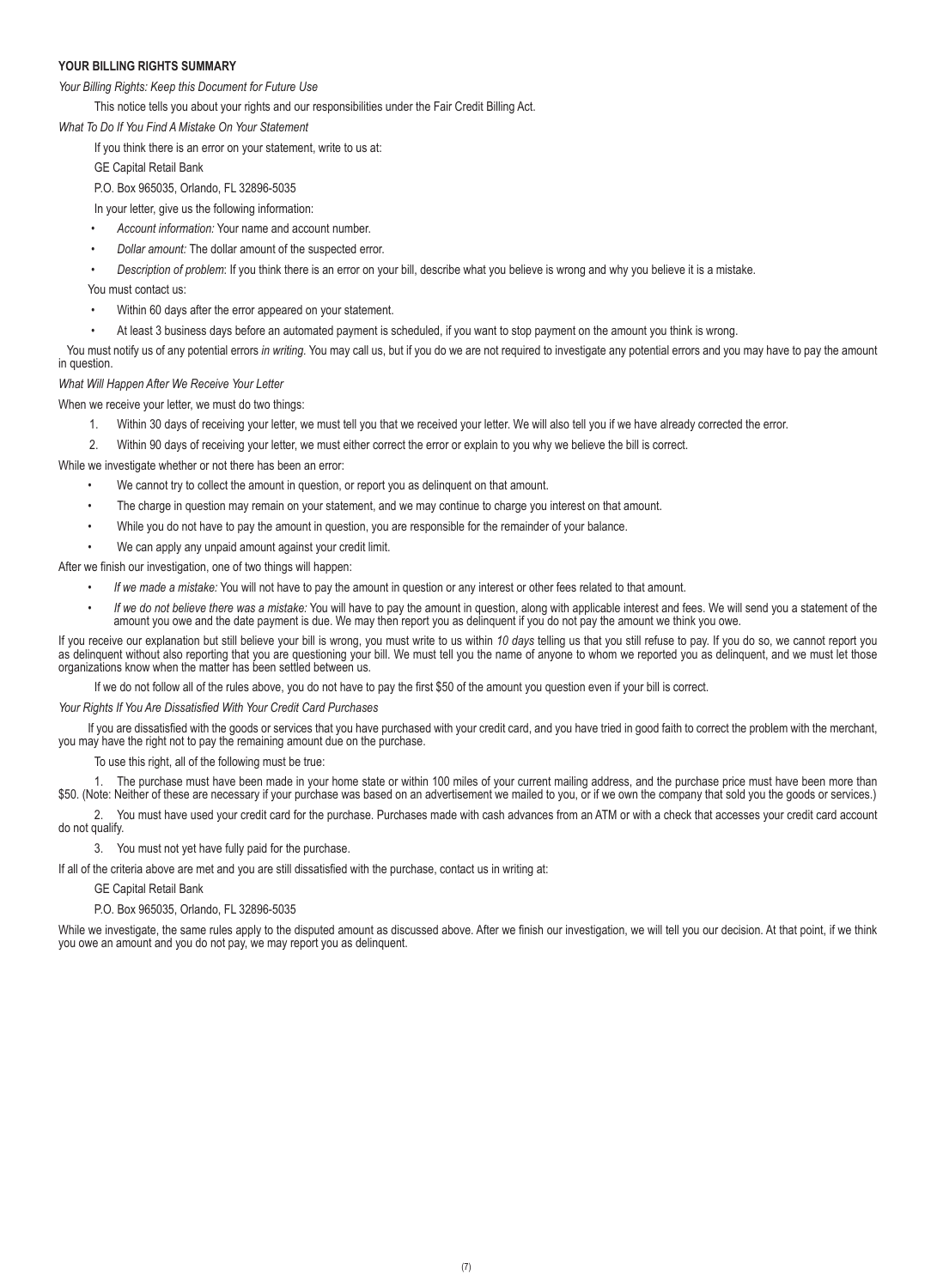**YOUR BILLING RIGHTS SUMMARY**

*Your Billing Rights: Keep this Document for Future Use*

This notice tells you about your rights and our responsibilities under the Fair Credit Billing Act.

*What To Do If You Find A Mistake On Your Statement*

If you think there is an error on your statement, write to us at:

GE Capital Retail Bank

P.O. Box 965035, Orlando, FL 32896-5035

In your letter, give us the following information:

- *Account information:* Your name and account number.
- *Dollar amount:* The dollar amount of the suspected error.
- *Description of problem*: If you think there is an error on your bill, describe what you believe is wrong and why you believe it is a mistake.

You must contact us:

- Within 60 days after the error appeared on your statement.
- At least 3 business days before an automated payment is scheduled, if you want to stop payment on the amount you think is wrong.

You must notify us of any potential errors *in writing*. You may call us, but if you do we are not required to investigate any potential errors and you may have to pay the amount in question.

*What Will Happen After We Receive Your Letter*

When we receive your letter, we must do two things:

1. Within 30 days of receiving your letter, we must tell you that we received your letter. We will also tell you if we have already corrected the error.
2. Within 90 days of receiving your letter, we must either correct the error or explain to you why we believe the bill is correct.

While we investigate whether or not there has been an error:

- We cannot try to collect the amount in question, or report you as delinquent on that amount.
- The charge in question may remain on your statement, and we may continue to charge you interest on that amount.
- While you do not have to pay the amount in question, you are responsible for the remainder of your balance.
- We can apply any unpaid amount against your credit limit.

After we finish our investigation, one of two things will happen:

- *If we made a mistake:* You will not have to pay the amount in question or any interest or other fees related to that amount.
- *If we do not believe there was a mistake:* You will have to pay the amount in question, along with applicable interest and fees. We will send you a statement of the amount you owe and the date payment is due. We may then report you as delinquent if you do not pay the amount we think you owe.

If you receive our explanation but still believe your bill is wrong, you must write to us within *10 days* telling us that you still refuse to pay. If you do so, we cannot report you as delinquent without also reporting that you are questioning your bill. We must tell you the name of anyone to whom we reported you as delinquent, and we must let those organizations know when the matter has been settled between us.

If we do not follow all of the rules above, you do not have to pay the first $50 of the amount you question even if your bill is correct.

*Your Rights If You Are Dissatisfied With Your Credit Card Purchases*

If you are dissatisfied with the goods or services that you have purchased with your credit card, and you have tried in good faith to correct the problem with the merchant, you may have the right not to pay the remaining amount due on the purchase.

To use this right, all of the following must be true:

1. The purchase must have been made in your home state or within 100 miles of your current mailing address, and the purchase price must have been more than $50. (Note: Neither of these are necessary if your purchase was based on an advertisement we mailed to you, or if we own the company that sold you the goods or services.)
2. You must have used your credit card for the purchase. Purchases made with cash advances from an ATM or with a check that accesses your credit card account do not qualify.
3. You must not yet have fully paid for the purchase.

If all of the criteria above are met and you are still dissatisfied with the purchase, contact us in writing at:

GE Capital Retail Bank

P.O. Box 965035, Orlando, FL 32896-5035

While we investigate, the same rules apply to the disputed amount as discussed above. After we finish our investigation, we will tell you our decision. At that point, if we think you owe an amount and you do not pay, we may report you as delinquent.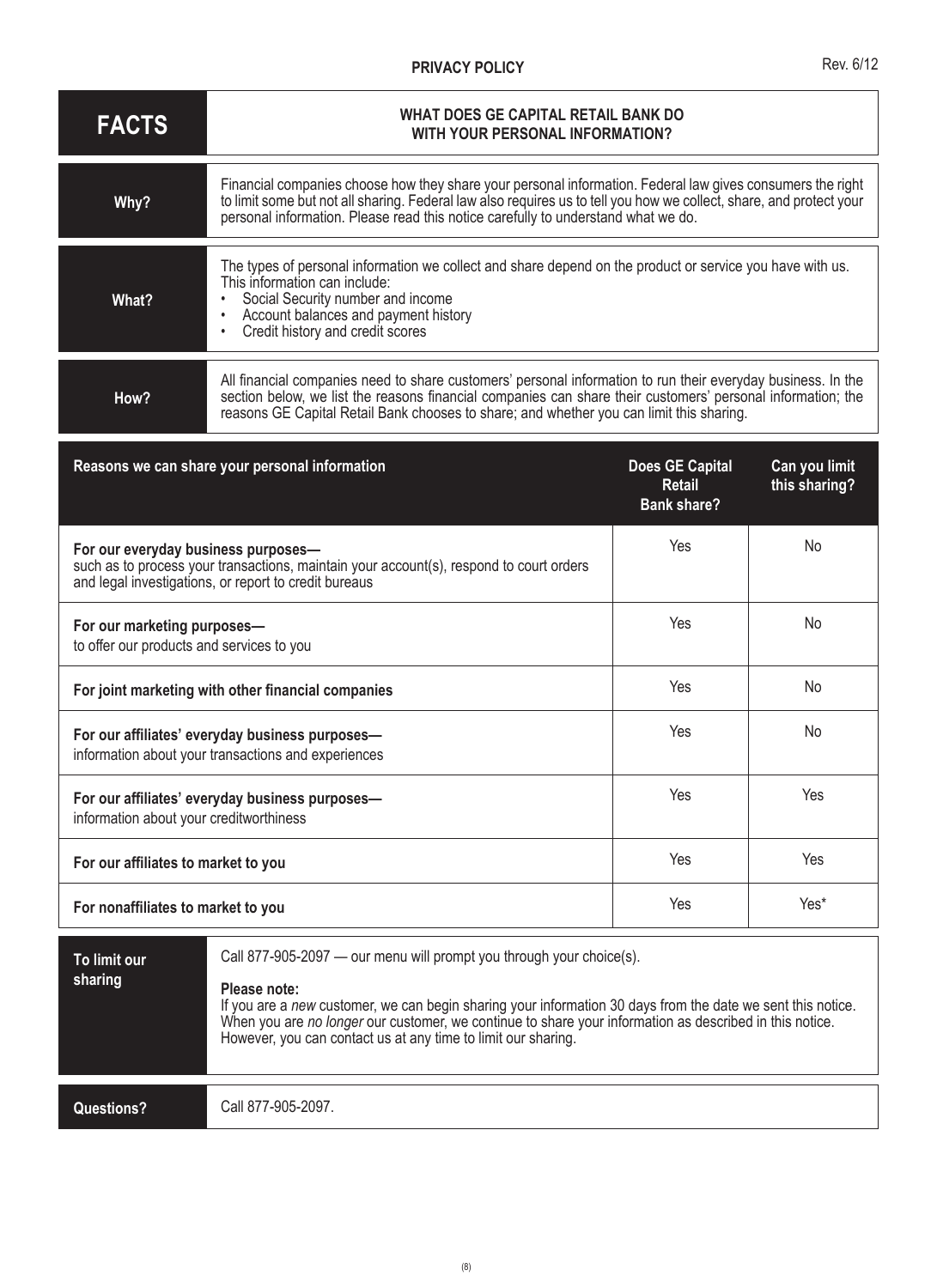**PRIVACY POLICY**

Rev. 6/12

| **FACTS** | **WHAT DOES GE CAPITAL RETAIL BANK DO WITH YOUR PERSONAL INFORMATION?** |
|---|---|
| **Why?** | Financial companies choose how they share your personal information. Federal law gives consumers the right to limit some but not all sharing. Federal law also requires us to tell you how we collect, share, and protect your personal information. Please read this notice carefully to understand what we do. |
| **What?** | The types of personal information we collect and share depend on the product or service you have with us. This information can include:<br>• Social Security number and income<br>• Account balances and payment history<br>• Credit history and credit scores |
| **How?** | All financial companies need to share customers' personal information to run their everyday business. In the section below, we list the reasons financial companies can share their customers' personal information; the reasons GE Capital Retail Bank chooses to share; and whether you can limit this sharing. |

| Reasons we can share your personal information | Does GE Capital Retail Bank share? | Can you limit this sharing? |
|---|---|---|
| **For our everyday business purposes—** such as to process your transactions, maintain your account(s), respond to court orders and legal investigations, or report to credit bureaus | Yes | No |
| **For our marketing purposes—** to offer our products and services to you | Yes | No |
| **For joint marketing with other financial companies** | Yes | No |
| **For our affiliates' everyday business purposes—** information about your transactions and experiences | Yes | No |
| **For our affiliates' everyday business purposes—** information about your creditworthiness | Yes | Yes |
| **For our affiliates to market to you** | Yes | Yes |
| **For nonaffiliates to market to you** | Yes | Yes* |

| **To limit our sharing** | Call 877-905-2097 — our menu will prompt you through your choice(s).<br><br>**Please note:**<br>If you are a *new* customer, we can begin sharing your information 30 days from the date we sent this notice. When you are *no longer* our customer, we continue to share your information as described in this notice. However, you can contact us at any time to limit our sharing. |
|---|---|
| **Questions?** | Call 877-905-2097. |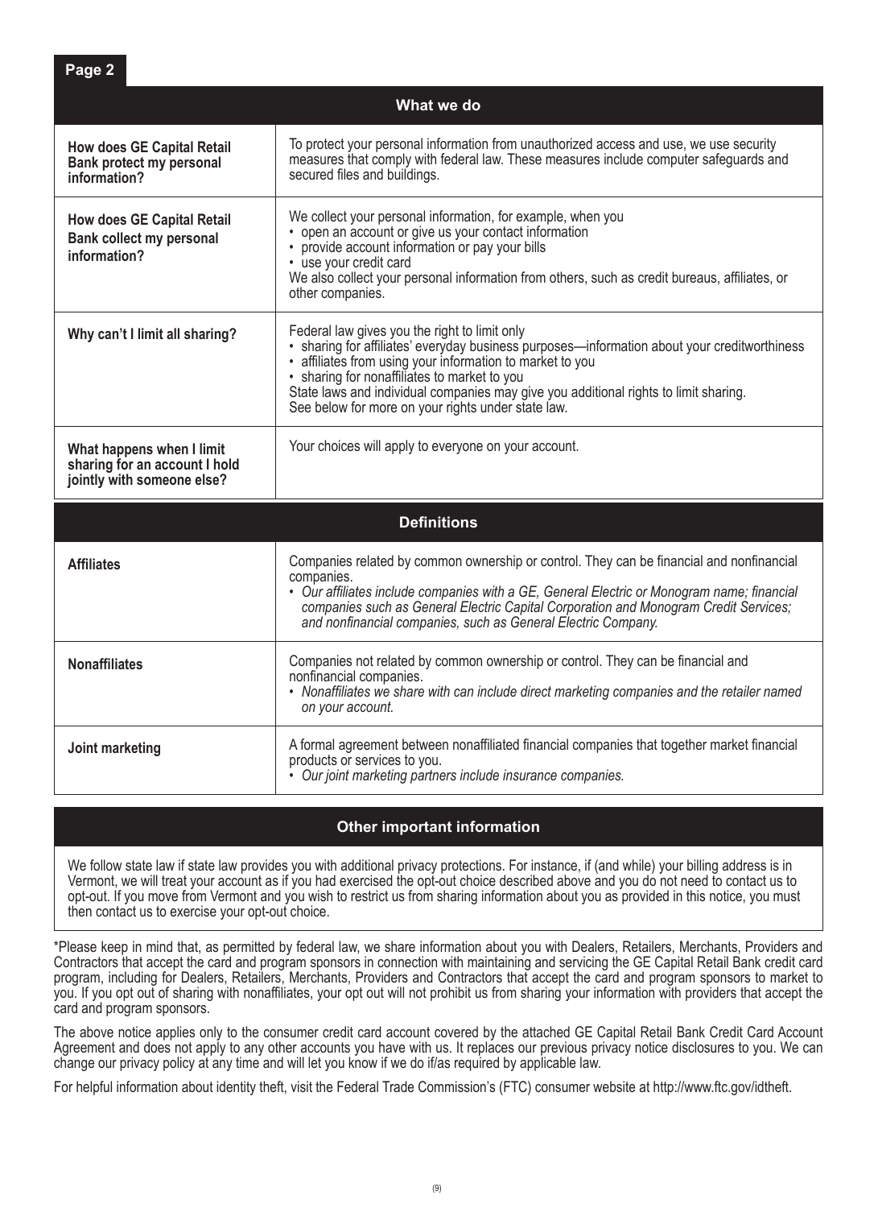**Page 2**

| What we do | |
|---|---|
| **How does GE Capital Retail Bank protect my personal information?** | To protect your personal information from unauthorized access and use, we use security measures that comply with federal law. These measures include computer safeguards and secured files and buildings. |
| **How does GE Capital Retail Bank collect my personal information?** | We collect your personal information, for example, when you<br>• open an account or give us your contact information<br>• provide account information or pay your bills<br>• use your credit card<br>We also collect your personal information from others, such as credit bureaus, affiliates, or other companies. |
| **Why can't I limit all sharing?** | Federal law gives you the right to limit only<br>• sharing for affiliates' everyday business purposes—information about your creditworthiness<br>• affiliates from using your information to market to you<br>• sharing for nonaffiliates to market to you<br>State laws and individual companies may give you additional rights to limit sharing. See below for more on your rights under state law. |
| **What happens when I limit sharing for an account I hold jointly with someone else?** | Your choices will apply to everyone on your account. |

| Definitions | |
|---|---|
| **Affiliates** | Companies related by common ownership or control. They can be financial and nonfinancial companies.<br>• *Our affiliates include companies with a GE, General Electric or Monogram name; financial companies such as General Electric Capital Corporation and Monogram Credit Services; and nonfinancial companies, such as General Electric Company.* |
| **Nonaffiliates** | Companies not related by common ownership or control. They can be financial and nonfinancial companies.<br>• *Nonaffiliates we share with can include direct marketing companies and the retailer named on your account.* |
| **Joint marketing** | A formal agreement between nonaffiliated financial companies that together market financial products or services to you.<br>• *Our joint marketing partners include insurance companies.* |

## Other important information

We follow state law if state law provides you with additional privacy protections. For instance, if (and while) your billing address is in Vermont, we will treat your account as if you had exercised the opt-out choice described above and you do not need to contact us to opt-out. If you move from Vermont and you wish to restrict us from sharing information about you as provided in this notice, you must then contact us to exercise your opt-out choice.

*Please keep in mind that, as permitted by federal law, we share information about you with Dealers, Retailers, Merchants, Providers and Contractors that accept the card and program sponsors in connection with maintaining and servicing the GE Capital Retail Bank credit card program, including for Dealers, Retailers, Merchants, Providers and Contractors that accept the card and program sponsors to market to you. If you opt out of sharing with nonaffiliates, your opt out will not prohibit us from sharing your information with providers that accept the card and program sponsors.

The above notice applies only to the consumer credit card account covered by the attached GE Capital Retail Bank Credit Card Account Agreement and does not apply to any other accounts you have with us. It replaces our previous privacy notice disclosures to you. We can change our privacy policy at any time and will let you know if we do if/as required by applicable law.

For helpful information about identity theft, visit the Federal Trade Commission's (FTC) consumer website at http://www.ftc.gov/idtheft.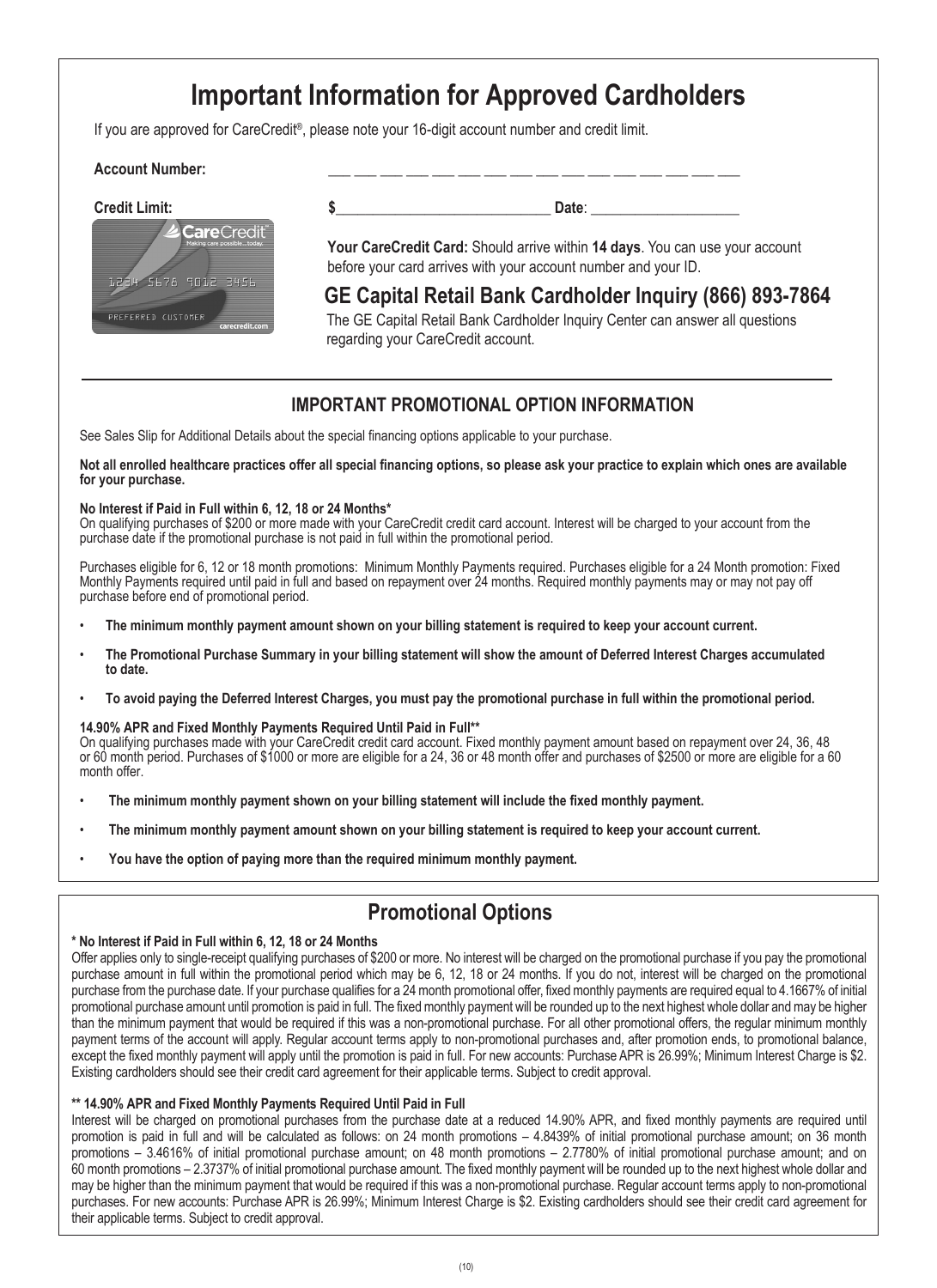# Important Information for Approved Cardholders

If you are approved for CareCredit®, please note your 16-digit account number and credit limit.

**Account Number:** ___ ___ ___ ___ ___ ___ ___ ___ ___ ___ ___ ___ ___ ___ ___ ___

**Credit Limit:** **$**____________________________ **Date**: ___________________

**Your CareCredit Card:** Should arrive within **14 days**. You can use your account before your card arrives with your account number and your ID.

## GE Capital Retail Bank Cardholder Inquiry (866) 893-7864

The GE Capital Retail Bank Cardholder Inquiry Center can answer all questions regarding your CareCredit account.

---

## IMPORTANT PROMOTIONAL OPTION INFORMATION

See Sales Slip for Additional Details about the special financing options applicable to your purchase.

**Not all enrolled healthcare practices offer all special financing options, so please ask your practice to explain which ones are available for your purchase.**

**No Interest if Paid in Full within 6, 12, 18 or 24 Months***
On qualifying purchases of $200 or more made with your CareCredit credit card account. Interest will be charged to your account from the purchase date if the promotional purchase is not paid in full within the promotional period.

Purchases eligible for 6, 12 or 18 month promotions: Minimum Monthly Payments required. Purchases eligible for a 24 Month promotion: Fixed Monthly Payments required until paid in full and based on repayment over 24 months. Required monthly payments may or may not pay off purchase before end of promotional period.

- **The minimum monthly payment amount shown on your billing statement is required to keep your account current.**
- **The Promotional Purchase Summary in your billing statement will show the amount of Deferred Interest Charges accumulated to date.**
- **To avoid paying the Deferred Interest Charges, you must pay the promotional purchase in full within the promotional period.**

**14.90% APR and Fixed Monthly Payments Required Until Paid in Full****
On qualifying purchases made with your CareCredit credit card account. Fixed monthly payment amount based on repayment over 24, 36, 48 or 60 month period. Purchases of $1000 or more are eligible for a 24, 36 or 48 month offer and purchases of $2500 or more are eligible for a 60 month offer.

- **The minimum monthly payment shown on your billing statement will include the fixed monthly payment.**
- **The minimum monthly payment amount shown on your billing statement is required to keep your account current.**
- **You have the option of paying more than the required minimum monthly payment.**

## Promotional Options

**\* No Interest if Paid in Full within 6, 12, 18 or 24 Months**
Offer applies only to single-receipt qualifying purchases of $200 or more. No interest will be charged on the promotional purchase if you pay the promotional purchase amount in full within the promotional period which may be 6, 12, 18 or 24 months. If you do not, interest will be charged on the promotional purchase from the purchase date. If your purchase qualifies for a 24 month promotional offer, fixed monthly payments are required equal to 4.1667% of initial promotional purchase amount until promotion is paid in full. The fixed monthly payment will be rounded up to the next highest whole dollar and may be higher than the minimum payment that would be required if this was a non-promotional purchase. For all other promotional offers, the regular minimum monthly payment terms of the account will apply. Regular account terms apply to non-promotional purchases and, after promotion ends, to promotional balance, except the fixed monthly payment will apply until the promotion is paid in full. For new accounts: Purchase APR is 26.99%; Minimum Interest Charge is $2. Existing cardholders should see their credit card agreement for their applicable terms. Subject to credit approval.

**\*\* 14.90% APR and Fixed Monthly Payments Required Until Paid in Full**
Interest will be charged on promotional purchases from the purchase date at a reduced 14.90% APR, and fixed monthly payments are required until promotion is paid in full and will be calculated as follows: on 24 month promotions – 4.8439% of initial promotional purchase amount; on 36 month promotions – 3.4616% of initial promotional purchase amount; on 48 month promotions – 2.7780% of initial promotional purchase amount; and on 60 month promotions – 2.3737% of initial promotional purchase amount. The fixed monthly payment will be rounded up to the next highest whole dollar and may be higher than the minimum payment that would be required if this was a non-promotional purchase. Regular account terms apply to non-promotional purchases. For new accounts: Purchase APR is 26.99%; Minimum Interest Charge is $2. Existing cardholders should see their credit card agreement for their applicable terms. Subject to credit approval.